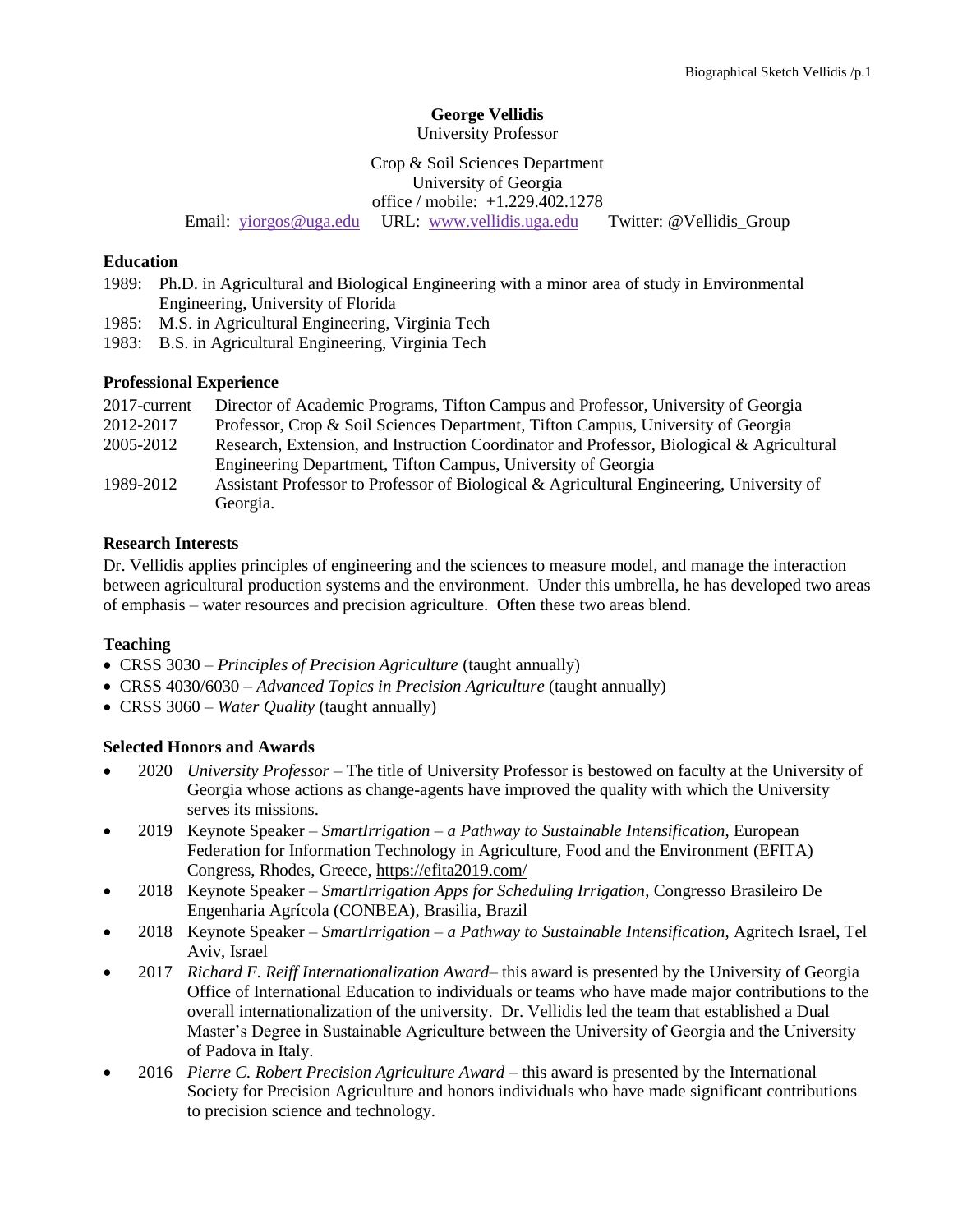**George Vellidis**

University Professor

Crop & Soil Sciences Department
University of Georgia
office / mobile: +1.229.402.1278
Email: yiorgos@uga.edu URL: www.vellidis.uga.edu Twitter: @Vellidis_Group

## Education

1989: Ph.D. in Agricultural and Biological Engineering with a minor area of study in Environmental Engineering, University of Florida
1985: M.S. in Agricultural Engineering, Virginia Tech
1983: B.S. in Agricultural Engineering, Virginia Tech

## Professional Experience

2017-current Director of Academic Programs, Tifton Campus and Professor, University of Georgia
2012-2017 Professor, Crop & Soil Sciences Department, Tifton Campus, University of Georgia
2005-2012 Research, Extension, and Instruction Coordinator and Professor, Biological & Agricultural Engineering Department, Tifton Campus, University of Georgia
1989-2012 Assistant Professor to Professor of Biological & Agricultural Engineering, University of Georgia.

## Research Interests

Dr. Vellidis applies principles of engineering and the sciences to measure model, and manage the interaction between agricultural production systems and the environment. Under this umbrella, he has developed two areas of emphasis – water resources and precision agriculture. Often these two areas blend.

## Teaching

- CRSS 3030 – *Principles of Precision Agriculture* (taught annually)
- CRSS 4030/6030 – *Advanced Topics in Precision Agriculture* (taught annually)
- CRSS 3060 – *Water Quality* (taught annually)

## Selected Honors and Awards

- 2020 *University Professor* – The title of University Professor is bestowed on faculty at the University of Georgia whose actions as change-agents have improved the quality with which the University serves its missions.
- 2019 Keynote Speaker – *SmartIrrigation – a Pathway to Sustainable Intensification*, European Federation for Information Technology in Agriculture, Food and the Environment (EFITA) Congress, Rhodes, Greece, https://efita2019.com/
- 2018 Keynote Speaker – *SmartIrrigation Apps for Scheduling Irrigation*, Congresso Brasileiro De Engenharia Agrícola (CONBEA), Brasilia, Brazil
- 2018 Keynote Speaker – *SmartIrrigation – a Pathway to Sustainable Intensification*, Agritech Israel, Tel Aviv, Israel
- 2017 *Richard F. Reiff Internationalization Award*– this award is presented by the University of Georgia Office of International Education to individuals or teams who have made major contributions to the overall internationalization of the university. Dr. Vellidis led the team that established a Dual Master's Degree in Sustainable Agriculture between the University of Georgia and the University of Padova in Italy.
- 2016 *Pierre C. Robert Precision Agriculture Award* – this award is presented by the International Society for Precision Agriculture and honors individuals who have made significant contributions to precision science and technology.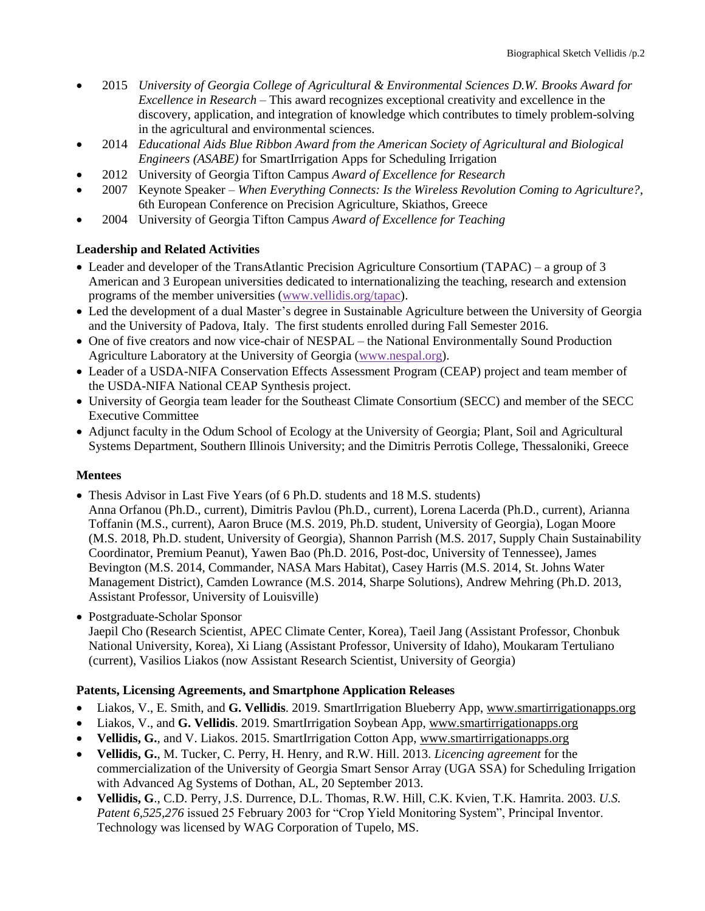- 2015 *University of Georgia College of Agricultural & Environmental Sciences D.W. Brooks Award for Excellence in Research* – This award recognizes exceptional creativity and excellence in the discovery, application, and integration of knowledge which contributes to timely problem-solving in the agricultural and environmental sciences.
- 2014 *Educational Aids Blue Ribbon Award from the American Society of Agricultural and Biological Engineers (ASABE)* for SmartIrrigation Apps for Scheduling Irrigation
- 2012 University of Georgia Tifton Campus *Award of Excellence for Research*
- 2007 Keynote Speaker – *When Everything Connects: Is the Wireless Revolution Coming to Agriculture?*, 6th European Conference on Precision Agriculture, Skiathos, Greece
- 2004 University of Georgia Tifton Campus *Award of Excellence for Teaching*

**Leadership and Related Activities**

- Leader and developer of the TransAtlantic Precision Agriculture Consortium (TAPAC) – a group of 3 American and 3 European universities dedicated to internationalizing the teaching, research and extension programs of the member universities (www.vellidis.org/tapac).
- Led the development of a dual Master's degree in Sustainable Agriculture between the University of Georgia and the University of Padova, Italy. The first students enrolled during Fall Semester 2016.
- One of five creators and now vice-chair of NESPAL – the National Environmentally Sound Production Agriculture Laboratory at the University of Georgia (www.nespal.org).
- Leader of a USDA-NIFA Conservation Effects Assessment Program (CEAP) project and team member of the USDA-NIFA National CEAP Synthesis project.
- University of Georgia team leader for the Southeast Climate Consortium (SECC) and member of the SECC Executive Committee
- Adjunct faculty in the Odum School of Ecology at the University of Georgia; Plant, Soil and Agricultural Systems Department, Southern Illinois University; and the Dimitris Perrotis College, Thessaloniki, Greece

**Mentees**

- Thesis Advisor in Last Five Years (of 6 Ph.D. students and 18 M.S. students)
  Anna Orfanou (Ph.D., current), Dimitris Pavlou (Ph.D., current), Lorena Lacerda (Ph.D., current), Arianna Toffanin (M.S., current), Aaron Bruce (M.S. 2019, Ph.D. student, University of Georgia), Logan Moore (M.S. 2018, Ph.D. student, University of Georgia), Shannon Parrish (M.S. 2017, Supply Chain Sustainability Coordinator, Premium Peanut), Yawen Bao (Ph.D. 2016, Post-doc, University of Tennessee), James Bevington (M.S. 2014, Commander, NASA Mars Habitat), Casey Harris (M.S. 2014, St. Johns Water Management District), Camden Lowrance (M.S. 2014, Sharpe Solutions), Andrew Mehring (Ph.D. 2013, Assistant Professor, University of Louisville)
- Postgraduate-Scholar Sponsor
  Jaepil Cho (Research Scientist, APEC Climate Center, Korea), Taeil Jang (Assistant Professor, Chonbuk National University, Korea), Xi Liang (Assistant Professor, University of Idaho), Moukaram Tertuliano (current), Vasilios Liakos (now Assistant Research Scientist, University of Georgia)

**Patents, Licensing Agreements, and Smartphone Application Releases**

- Liakos, V., E. Smith, and **G. Vellidis**. 2019. SmartIrrigation Blueberry App, www.smartirrigationapps.org
- Liakos, V., and **G. Vellidis**. 2019. SmartIrrigation Soybean App, www.smartirrigationapps.org
- **Vellidis, G.**, and V. Liakos. 2015. SmartIrrigation Cotton App, www.smartirrigationapps.org
- **Vellidis, G.**, M. Tucker, C. Perry, H. Henry, and R.W. Hill. 2013. *Licencing agreement* for the commercialization of the University of Georgia Smart Sensor Array (UGA SSA) for Scheduling Irrigation with Advanced Ag Systems of Dothan, AL, 20 September 2013.
- **Vellidis, G**., C.D. Perry, J.S. Durrence, D.L. Thomas, R.W. Hill, C.K. Kvien, T.K. Hamrita. 2003. *U.S. Patent 6,525,276* issued 25 February 2003 for "Crop Yield Monitoring System", Principal Inventor. Technology was licensed by WAG Corporation of Tupelo, MS.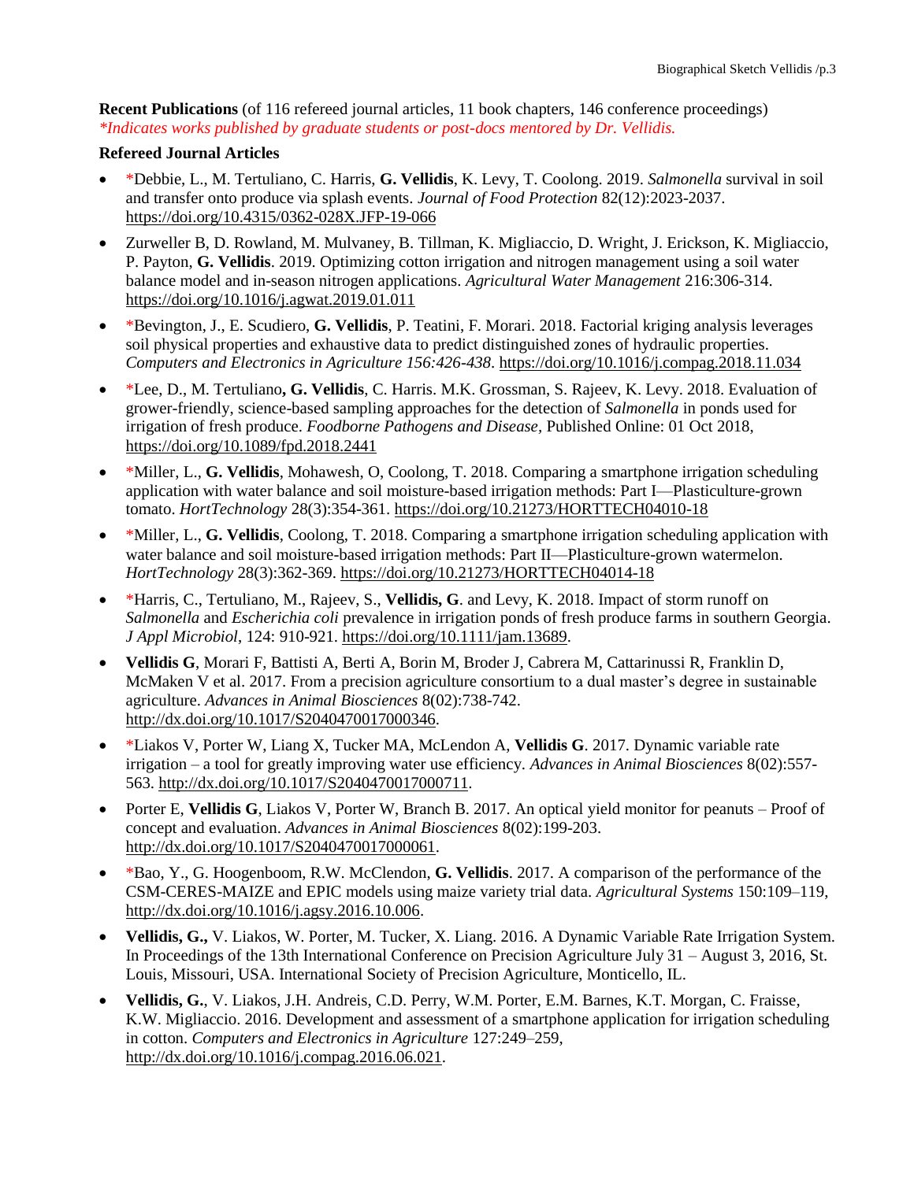**Recent Publications** (of 116 refereed journal articles, 11 book chapters, 146 conference proceedings)
*\*Indicates works published by graduate students or post-docs mentored by Dr. Vellidis.*

**Refereed Journal Articles**

- *Debbie, L., M. Tertuliano, C. Harris, **G. Vellidis**, K. Levy, T. Coolong. 2019. *Salmonella* survival in soil and transfer onto produce via splash events. *Journal of Food Protection* 82(12):2023-2037. https://doi.org/10.4315/0362-028X.JFP-19-066
- Zurweller B, D. Rowland, M. Mulvaney, B. Tillman, K. Migliaccio, D. Wright, J. Erickson, K. Migliaccio, P. Payton, **G. Vellidis**. 2019. Optimizing cotton irrigation and nitrogen management using a soil water balance model and in-season nitrogen applications. *Agricultural Water Management* 216:306-314. https://doi.org/10.1016/j.agwat.2019.01.011
- *Bevington, J., E. Scudiero, **G. Vellidis**, P. Teatini, F. Morari. 2018. Factorial kriging analysis leverages soil physical properties and exhaustive data to predict distinguished zones of hydraulic properties. *Computers and Electronics in Agriculture 156:426-438*. https://doi.org/10.1016/j.compag.2018.11.034
- *Lee, D., M. Tertuliano**, G. Vellidis**, C. Harris. M.K. Grossman, S. Rajeev, K. Levy. 2018. Evaluation of grower-friendly, science-based sampling approaches for the detection of *Salmonella* in ponds used for irrigation of fresh produce. *Foodborne Pathogens and Disease*, Published Online: 01 Oct 2018, https://doi.org/10.1089/fpd.2018.2441
- *Miller, L., **G. Vellidis**, Mohawesh, O, Coolong, T. 2018. Comparing a smartphone irrigation scheduling application with water balance and soil moisture-based irrigation methods: Part I—Plasticulture-grown tomato. *HortTechnology* 28(3):354-361. https://doi.org/10.21273/HORTTECH04010-18
- *Miller, L., **G. Vellidis**, Coolong, T. 2018. Comparing a smartphone irrigation scheduling application with water balance and soil moisture-based irrigation methods: Part II—Plasticulture-grown watermelon. *HortTechnology* 28(3):362-369. https://doi.org/10.21273/HORTTECH04014-18
- *Harris, C., Tertuliano, M., Rajeev, S., **Vellidis, G**. and Levy, K. 2018. Impact of storm runoff on *Salmonella* and *Escherichia coli* prevalence in irrigation ponds of fresh produce farms in southern Georgia. *J Appl Microbiol*, 124: 910-921. https://doi.org/10.1111/jam.13689.
- **Vellidis G**, Morari F, Battisti A, Berti A, Borin M, Broder J, Cabrera M, Cattarinussi R, Franklin D, McMaken V et al. 2017. From a precision agriculture consortium to a dual master's degree in sustainable agriculture. *Advances in Animal Biosciences* 8(02):738-742. http://dx.doi.org/10.1017/S2040470017000346.
- *Liakos V, Porter W, Liang X, Tucker MA, McLendon A, **Vellidis G**. 2017. Dynamic variable rate irrigation – a tool for greatly improving water use efficiency. *Advances in Animal Biosciences* 8(02):557-563. http://dx.doi.org/10.1017/S2040470017000711.
- Porter E, **Vellidis G**, Liakos V, Porter W, Branch B. 2017. An optical yield monitor for peanuts – Proof of concept and evaluation. *Advances in Animal Biosciences* 8(02):199-203. http://dx.doi.org/10.1017/S2040470017000061.
- *Bao, Y., G. Hoogenboom, R.W. McClendon, **G. Vellidis**. 2017. A comparison of the performance of the CSM-CERES-MAIZE and EPIC models using maize variety trial data. *Agricultural Systems* 150:109–119, http://dx.doi.org/10.1016/j.agsy.2016.10.006.
- **Vellidis, G.,** V. Liakos, W. Porter, M. Tucker, X. Liang. 2016. A Dynamic Variable Rate Irrigation System. In Proceedings of the 13th International Conference on Precision Agriculture July 31 – August 3, 2016, St. Louis, Missouri, USA. International Society of Precision Agriculture, Monticello, IL.
- **Vellidis, G.**, V. Liakos, J.H. Andreis, C.D. Perry, W.M. Porter, E.M. Barnes, K.T. Morgan, C. Fraisse, K.W. Migliaccio. 2016. Development and assessment of a smartphone application for irrigation scheduling in cotton. *Computers and Electronics in Agriculture* 127:249–259, http://dx.doi.org/10.1016/j.compag.2016.06.021.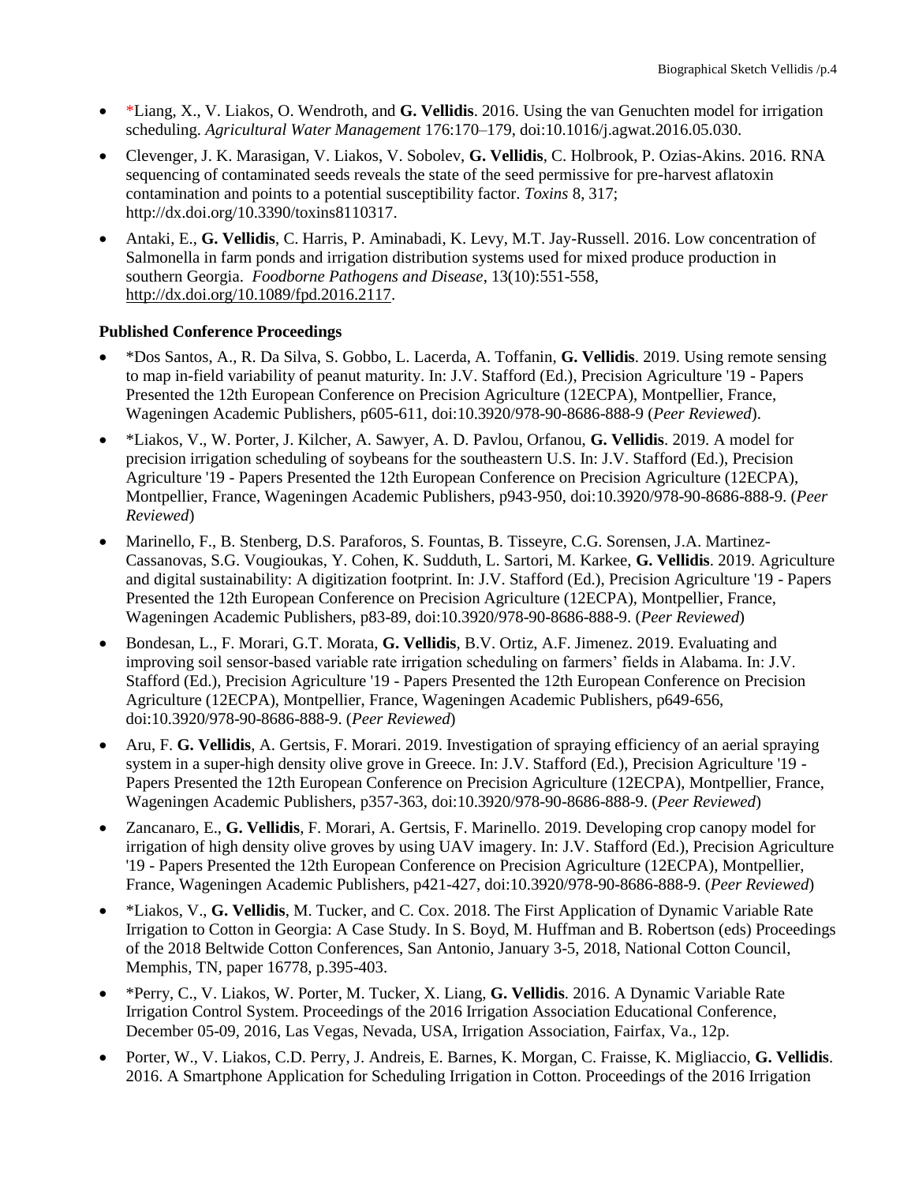- *Liang, X., V. Liakos, O. Wendroth, and **G. Vellidis**. 2016. Using the van Genuchten model for irrigation scheduling. *Agricultural Water Management* 176:170–179, doi:10.1016/j.agwat.2016.05.030.
- Clevenger, J. K. Marasigan, V. Liakos, V. Sobolev, **G. Vellidis**, C. Holbrook, P. Ozias-Akins. 2016. RNA sequencing of contaminated seeds reveals the state of the seed permissive for pre-harvest aflatoxin contamination and points to a potential susceptibility factor. *Toxins* 8, 317; http://dx.doi.org/10.3390/toxins8110317.
- Antaki, E., **G. Vellidis**, C. Harris, P. Aminabadi, K. Levy, M.T. Jay-Russell. 2016. Low concentration of Salmonella in farm ponds and irrigation distribution systems used for mixed produce production in southern Georgia. *Foodborne Pathogens and Disease*, 13(10):551-558, http://dx.doi.org/10.1089/fpd.2016.2117.

**Published Conference Proceedings**

- *Dos Santos, A., R. Da Silva, S. Gobbo, L. Lacerda, A. Toffanin, **G. Vellidis**. 2019. Using remote sensing to map in-field variability of peanut maturity. In: J.V. Stafford (Ed.), Precision Agriculture '19 - Papers Presented the 12th European Conference on Precision Agriculture (12ECPA), Montpellier, France, Wageningen Academic Publishers, p605-611, doi:10.3920/978-90-8686-888-9 (*Peer Reviewed*).
- *Liakos, V., W. Porter, J. Kilcher, A. Sawyer, A. D. Pavlou, Orfanou, **G. Vellidis**. 2019. A model for precision irrigation scheduling of soybeans for the southeastern U.S. In: J.V. Stafford (Ed.), Precision Agriculture '19 - Papers Presented the 12th European Conference on Precision Agriculture (12ECPA), Montpellier, France, Wageningen Academic Publishers, p943-950, doi:10.3920/978-90-8686-888-9. (*Peer Reviewed*)
- Marinello, F., B. Stenberg, D.S. Paraforos, S. Fountas, B. Tisseyre, C.G. Sorensen, J.A. Martinez-Cassanovas, S.G. Vougioukas, Y. Cohen, K. Sudduth, L. Sartori, M. Karkee, **G. Vellidis**. 2019. Agriculture and digital sustainability: A digitization footprint. In: J.V. Stafford (Ed.), Precision Agriculture '19 - Papers Presented the 12th European Conference on Precision Agriculture (12ECPA), Montpellier, France, Wageningen Academic Publishers, p83-89, doi:10.3920/978-90-8686-888-9. (*Peer Reviewed*)
- Bondesan, L., F. Morari, G.T. Morata, **G. Vellidis**, B.V. Ortiz, A.F. Jimenez. 2019. Evaluating and improving soil sensor-based variable rate irrigation scheduling on farmers' fields in Alabama. In: J.V. Stafford (Ed.), Precision Agriculture '19 - Papers Presented the 12th European Conference on Precision Agriculture (12ECPA), Montpellier, France, Wageningen Academic Publishers, p649-656, doi:10.3920/978-90-8686-888-9. (*Peer Reviewed*)
- Aru, F. **G. Vellidis**, A. Gertsis, F. Morari. 2019. Investigation of spraying efficiency of an aerial spraying system in a super-high density olive grove in Greece. In: J.V. Stafford (Ed.), Precision Agriculture '19 - Papers Presented the 12th European Conference on Precision Agriculture (12ECPA), Montpellier, France, Wageningen Academic Publishers, p357-363, doi:10.3920/978-90-8686-888-9. (*Peer Reviewed*)
- Zancanaro, E., **G. Vellidis**, F. Morari, A. Gertsis, F. Marinello. 2019. Developing crop canopy model for irrigation of high density olive groves by using UAV imagery. In: J.V. Stafford (Ed.), Precision Agriculture '19 - Papers Presented the 12th European Conference on Precision Agriculture (12ECPA), Montpellier, France, Wageningen Academic Publishers, p421-427, doi:10.3920/978-90-8686-888-9. (*Peer Reviewed*)
- *Liakos, V., **G. Vellidis**, M. Tucker, and C. Cox. 2018. The First Application of Dynamic Variable Rate Irrigation to Cotton in Georgia: A Case Study. In S. Boyd, M. Huffman and B. Robertson (eds) Proceedings of the 2018 Beltwide Cotton Conferences, San Antonio, January 3-5, 2018, National Cotton Council, Memphis, TN, paper 16778, p.395-403.
- *Perry, C., V. Liakos, W. Porter, M. Tucker, X. Liang, **G. Vellidis**. 2016. A Dynamic Variable Rate Irrigation Control System. Proceedings of the 2016 Irrigation Association Educational Conference, December 05-09, 2016, Las Vegas, Nevada, USA, Irrigation Association, Fairfax, Va., 12p.
- Porter, W., V. Liakos, C.D. Perry, J. Andreis, E. Barnes, K. Morgan, C. Fraisse, K. Migliaccio, **G. Vellidis**. 2016. A Smartphone Application for Scheduling Irrigation in Cotton. Proceedings of the 2016 Irrigation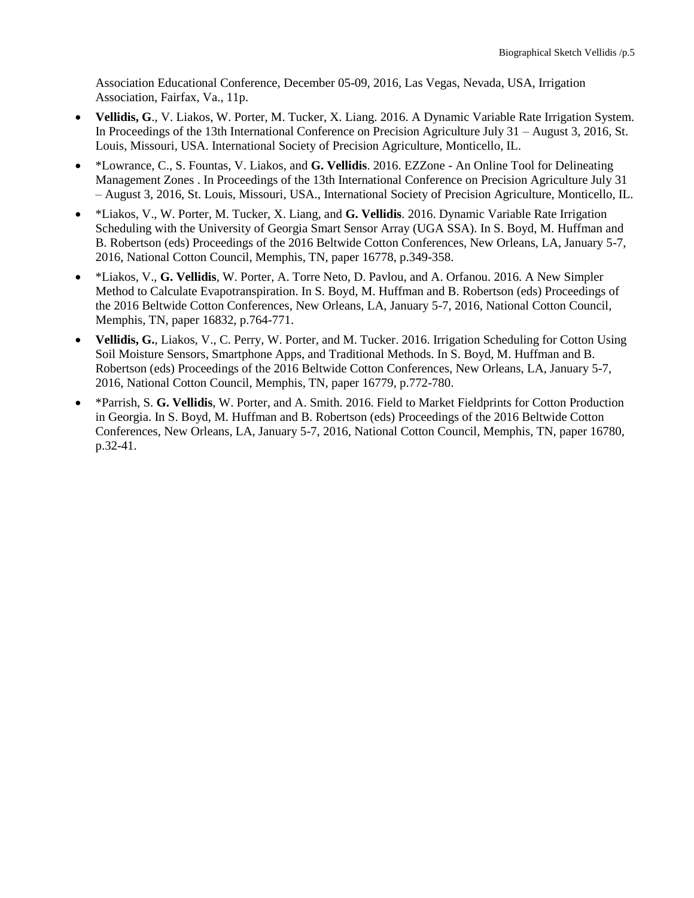Association Educational Conference, December 05-09, 2016, Las Vegas, Nevada, USA, Irrigation Association, Fairfax, Va., 11p.

- **Vellidis, G**., V. Liakos, W. Porter, M. Tucker, X. Liang. 2016. A Dynamic Variable Rate Irrigation System. In Proceedings of the 13th International Conference on Precision Agriculture July 31 – August 3, 2016, St. Louis, Missouri, USA. International Society of Precision Agriculture, Monticello, IL.
- *Lowrance, C., S. Fountas, V. Liakos, and **G. Vellidis**. 2016. EZZone - An Online Tool for Delineating Management Zones . In Proceedings of the 13th International Conference on Precision Agriculture July 31 – August 3, 2016, St. Louis, Missouri, USA., International Society of Precision Agriculture, Monticello, IL.
- *Liakos, V., W. Porter, M. Tucker, X. Liang, and **G. Vellidis**. 2016. Dynamic Variable Rate Irrigation Scheduling with the University of Georgia Smart Sensor Array (UGA SSA). In S. Boyd, M. Huffman and B. Robertson (eds) Proceedings of the 2016 Beltwide Cotton Conferences, New Orleans, LA, January 5-7, 2016, National Cotton Council, Memphis, TN, paper 16778, p.349-358.
- *Liakos, V., **G. Vellidis**, W. Porter, A. Torre Neto, D. Pavlou, and A. Orfanou. 2016. A New Simpler Method to Calculate Evapotranspiration. In S. Boyd, M. Huffman and B. Robertson (eds) Proceedings of the 2016 Beltwide Cotton Conferences, New Orleans, LA, January 5-7, 2016, National Cotton Council, Memphis, TN, paper 16832, p.764-771.
- **Vellidis, G.**, Liakos, V., C. Perry, W. Porter, and M. Tucker. 2016. Irrigation Scheduling for Cotton Using Soil Moisture Sensors, Smartphone Apps, and Traditional Methods. In S. Boyd, M. Huffman and B. Robertson (eds) Proceedings of the 2016 Beltwide Cotton Conferences, New Orleans, LA, January 5-7, 2016, National Cotton Council, Memphis, TN, paper 16779, p.772-780.
- *Parrish, S. **G. Vellidis**, W. Porter, and A. Smith. 2016. Field to Market Fieldprints for Cotton Production in Georgia. In S. Boyd, M. Huffman and B. Robertson (eds) Proceedings of the 2016 Beltwide Cotton Conferences, New Orleans, LA, January 5-7, 2016, National Cotton Council, Memphis, TN, paper 16780, p.32-41.